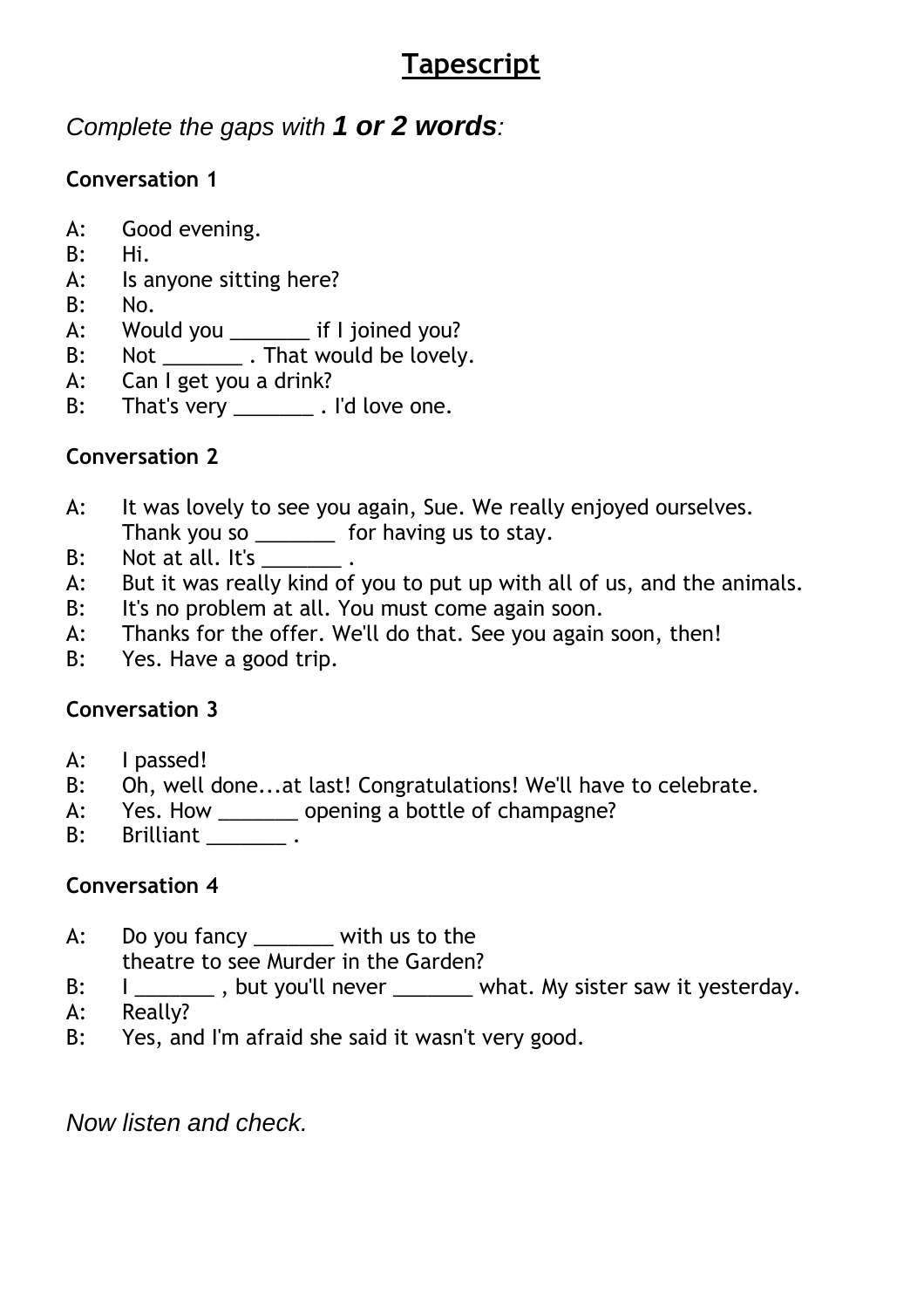# Tapescript

*Complete the gaps with **1 or 2 words**:*

**Conversation 1**

A: Good evening.
B: Hi.
A: Is anyone sitting here?
B: No.
A: Would you _______ if I joined you?
B: Not _______ . That would be lovely.
A: Can I get you a drink?
B: That's very _______ . I'd love one.

**Conversation 2**

A: It was lovely to see you again, Sue. We really enjoyed ourselves. Thank you so _______ for having us to stay.
B: Not at all. It's _______ .
A: But it was really kind of you to put up with all of us, and the animals.
B: It's no problem at all. You must come again soon.
A: Thanks for the offer. We'll do that. See you again soon, then!
B: Yes. Have a good trip.

**Conversation 3**

A: I passed!
B: Oh, well done...at last! Congratulations! We'll have to celebrate.
A: Yes. How _______ opening a bottle of champagne?
B: Brilliant _______ .

**Conversation 4**

A: Do you fancy _______ with us to the theatre to see Murder in the Garden?
B: I _______ , but you'll never _______ what. My sister saw it yesterday.
A: Really?
B: Yes, and I'm afraid she said it wasn't very good.

*Now listen and check.*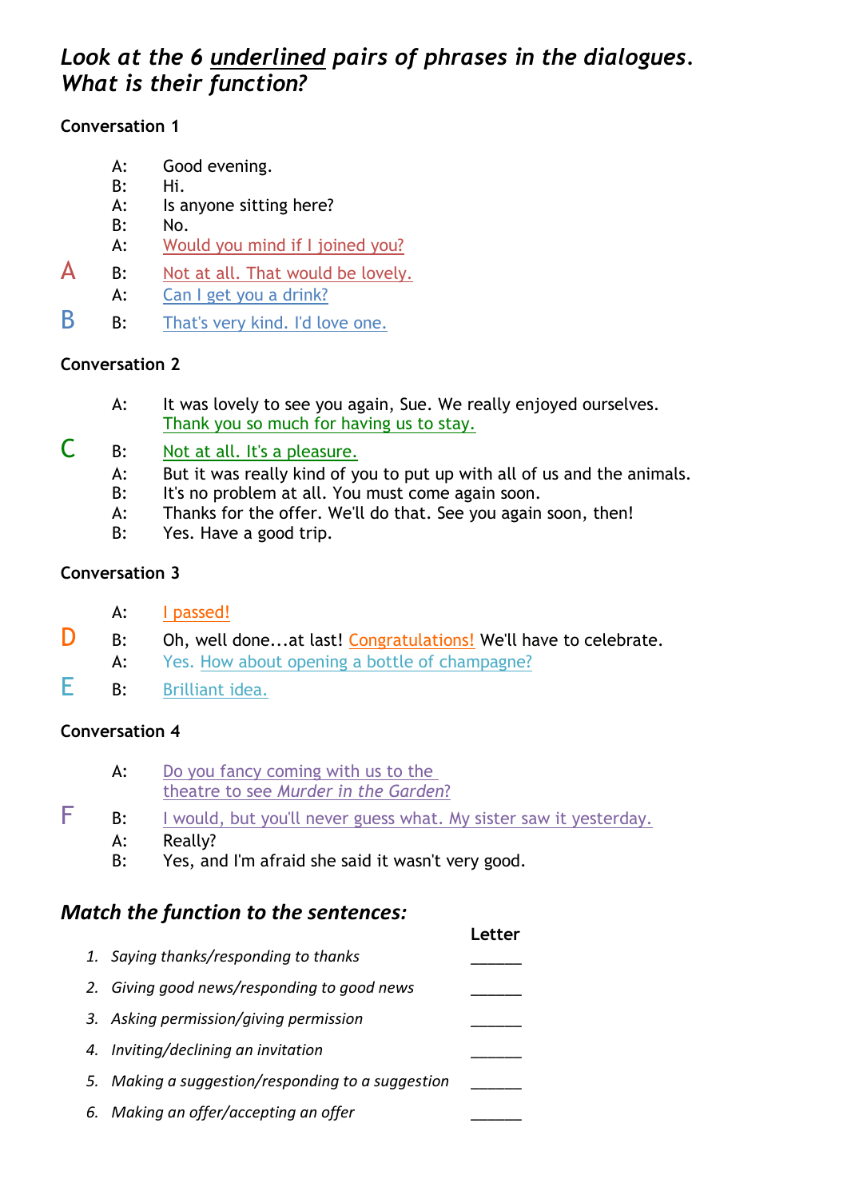## *Look at the 6 underlined pairs of phrases in the dialogues. What is their function?*

### Conversation 1

A: Good evening.
B: Hi.
A: Is anyone sitting here?
B: No.
A: Would you mind if I joined you?

**A** B: Not at all. That would be lovely.

A: Can I get you a drink?

**B** B: That's very kind. I'd love one.

### Conversation 2

A: It was lovely to see you again, Sue. We really enjoyed ourselves. Thank you so much for having us to stay.

**C** B: Not at all. It's a pleasure.

A: But it was really kind of you to put up with all of us and the animals.
B: It's no problem at all. You must come again soon.
A: Thanks for the offer. We'll do that. See you again soon, then!
B: Yes. Have a good trip.

### Conversation 3

A: I passed!

**D** B: Oh, well done...at last! Congratulations! We'll have to celebrate.

A: Yes. How about opening a bottle of champagne?

**E** B: Brilliant idea.

### Conversation 4

A: Do you fancy coming with us to the theatre to see *Murder in the Garden*?

**F** B: I would, but you'll never guess what. My sister saw it yesterday.

A: Really?
B: Yes, and I'm afraid she said it wasn't very good.

## *Match the function to the sentences:*

| | **Letter** |
|---|---|
| 1. *Saying thanks/responding to thanks* | ______ |
| 2. *Giving good news/responding to good news* | ______ |
| 3. *Asking permission/giving permission* | ______ |
| 4. *Inviting/declining an invitation* | ______ |
| 5. *Making a suggestion/responding to a suggestion* | ______ |
| 6. *Making an offer/accepting an offer* | ______ |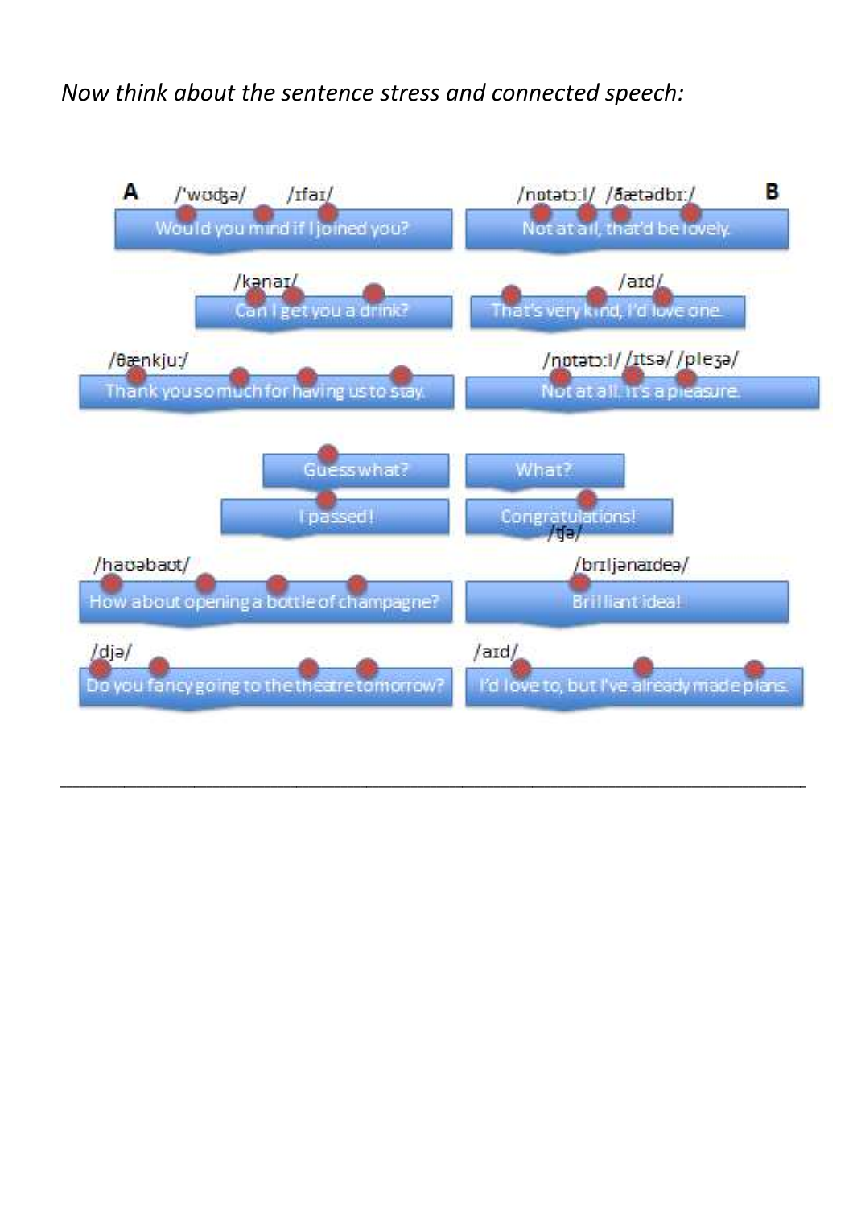*Now think about the sentence stress and connected speech:*

**A**

/'wʊʤə/ /ɪfaɪ/
Would you mind if I joined you?

/kənaɪ/
Can I get you a drink?

/θænkju:/
Thank you so much for having us to stay.

Guess what?

I passed!

/haʊəbaʊt/
How about opening a bottle of champagne?

/djə/
Do you fancy going to the theatre tomorrow?

**B**

/nɒtətɔ:l/ /ðætədbɪ:/
Not at all, that'd be lovely.

/aɪd/
That's very kind, I'd love one.

/nɒtətɔ:l/ /ɪtsə/ /pleʒə/
Not at all. It's a pleasure.

What?

Congratulations!
/ʧə/

/brɪljənaɪdeə/
Brilliant idea!

/aɪd/
I'd love to, but I've already made plans.

---